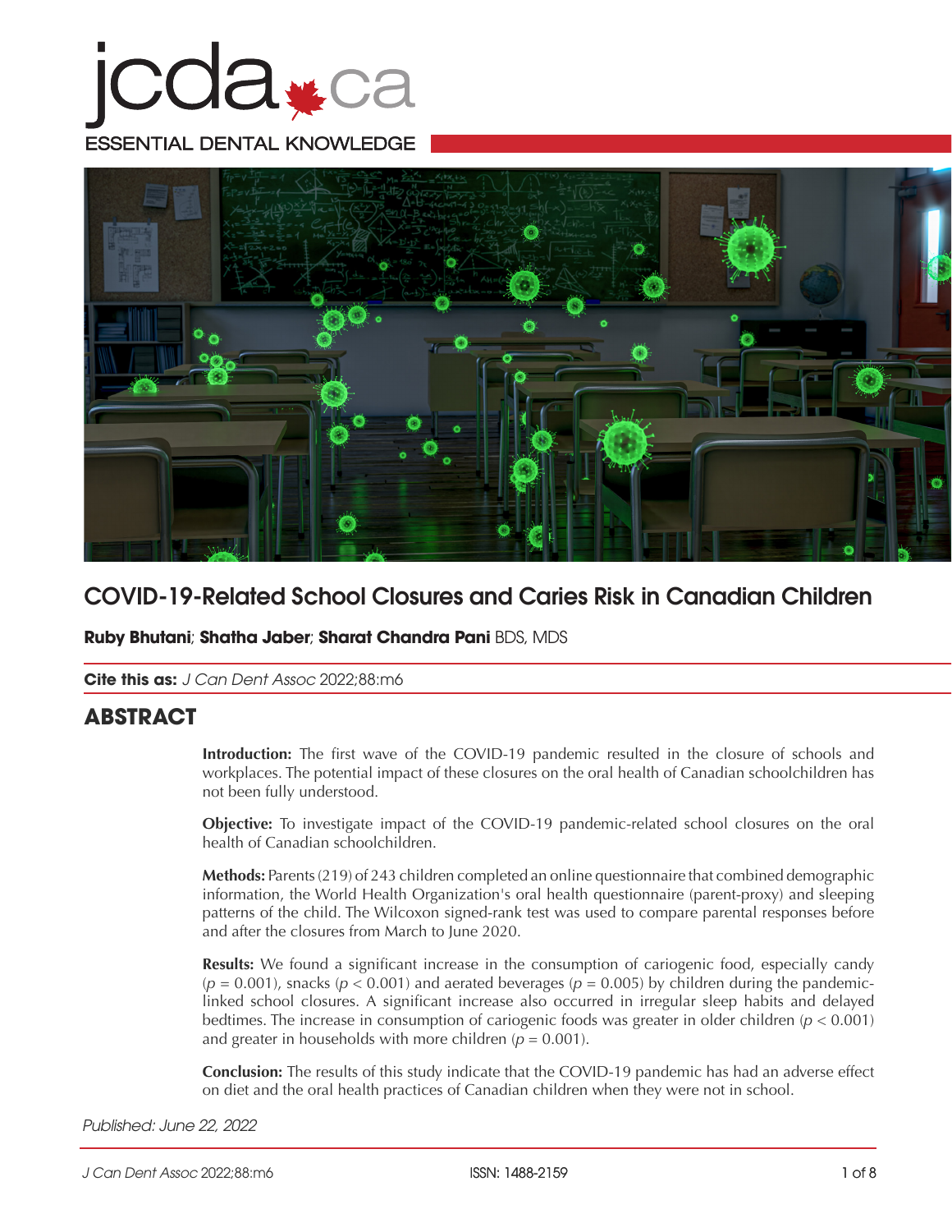# COVID-19-Related School Closures and Caries Risk in Canadian Children

**Ruby Bhutani**; **Shatha Jaber**; **Sharat Chandra Pani** BDS, MDS

**Cite this as:** *J Can Dent Assoc* 2022;88:m6

## ABSTRACT

**Introduction:** The first wave of the COVID-19 pandemic resulted in the closure of schools and workplaces. The potential impact of these closures on the oral health of Canadian schoolchildren has not been fully understood.

**Objective:** To investigate impact of the COVID-19 pandemic-related school closures on the oral health of Canadian schoolchildren.

**Methods:** Parents (219) of 243 children completed an online questionnaire that combined demographic information, the World Health Organization's oral health questionnaire (parent-proxy) and sleeping patterns of the child. The Wilcoxon signed-rank test was used to compare parental responses before and after the closures from March to June 2020.

**Results:** We found a significant increase in the consumption of cariogenic food, especially candy ($p = 0.001$), snacks ($p < 0.001$) and aerated beverages ($p = 0.005$) by children during the pandemic-linked school closures. A significant increase also occurred in irregular sleep habits and delayed bedtimes. The increase in consumption of cariogenic foods was greater in older children ($p < 0.001$) and greater in households with more children ($p = 0.001$).

**Conclusion:** The results of this study indicate that the COVID-19 pandemic has had an adverse effect on diet and the oral health practices of Canadian children when they were not in school.

*Published: June 22, 2022*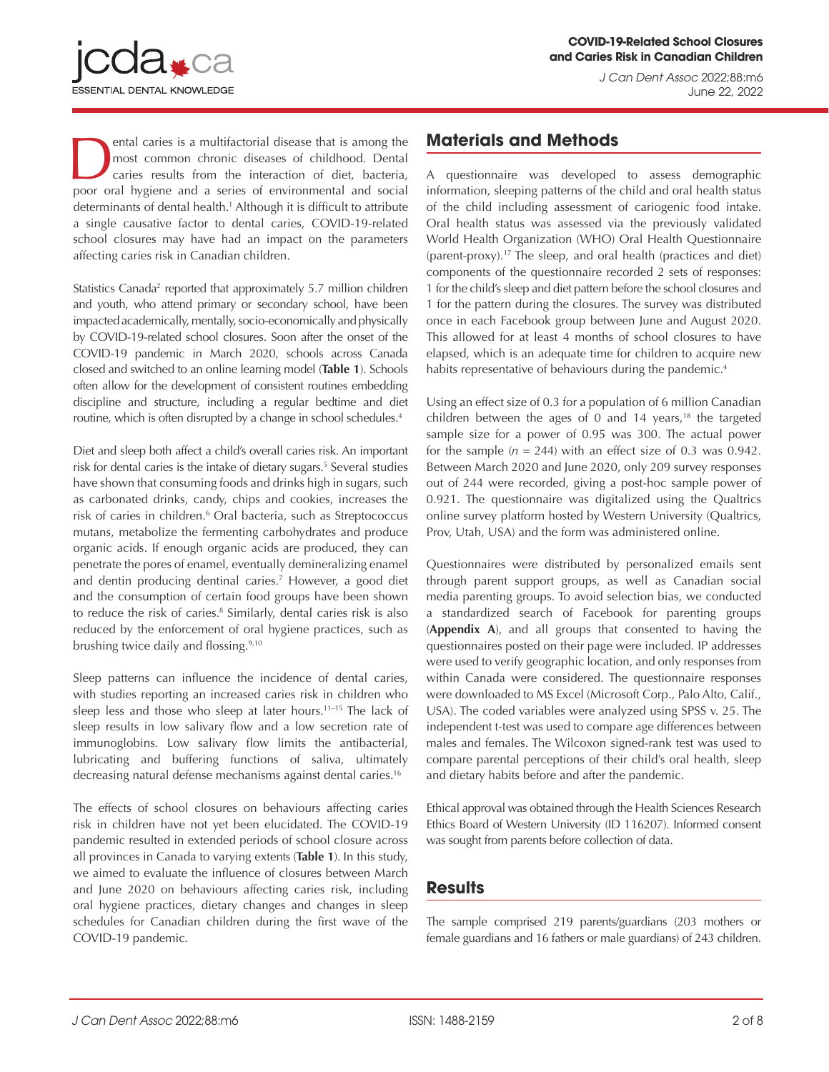Dental caries is a multifactorial disease that is among the most common chronic diseases of childhood. Dental caries results from the interaction of diet, bacteria, poor oral hygiene and a series of environmental and social determinants of dental health.[1] Although it is difficult to attribute a single causative factor to dental caries, COVID-19-related school closures may have had an impact on the parameters affecting caries risk in Canadian children.

Statistics Canada[2] reported that approximately 5.7 million children and youth, who attend primary or secondary school, have been impacted academically, mentally, socio-economically and physically by COVID-19-related school closures. Soon after the onset of the COVID-19 pandemic in March 2020, schools across Canada closed and switched to an online learning model (**Table 1**). Schools often allow for the development of consistent routines embedding discipline and structure, including a regular bedtime and diet routine, which is often disrupted by a change in school schedules.[4]

Diet and sleep both affect a child's overall caries risk. An important risk for dental caries is the intake of dietary sugars.[5] Several studies have shown that consuming foods and drinks high in sugars, such as carbonated drinks, candy, chips and cookies, increases the risk of caries in children.[6] Oral bacteria, such as Streptococcus mutans, metabolize the fermenting carbohydrates and produce organic acids. If enough organic acids are produced, they can penetrate the pores of enamel, eventually demineralizing enamel and dentin producing dentinal caries.[7] However, a good diet and the consumption of certain food groups have been shown to reduce the risk of caries.[8] Similarly, dental caries risk is also reduced by the enforcement of oral hygiene practices, such as brushing twice daily and flossing.[9,10]

Sleep patterns can influence the incidence of dental caries, with studies reporting an increased caries risk in children who sleep less and those who sleep at later hours.[11–15] The lack of sleep results in low salivary flow and a low secretion rate of immunoglobins. Low salivary flow limits the antibacterial, lubricating and buffering functions of saliva, ultimately decreasing natural defense mechanisms against dental caries.[16]

The effects of school closures on behaviours affecting caries risk in children have not yet been elucidated. The COVID-19 pandemic resulted in extended periods of school closure across all provinces in Canada to varying extents (**Table 1**). In this study, we aimed to evaluate the influence of closures between March and June 2020 on behaviours affecting caries risk, including oral hygiene practices, dietary changes and changes in sleep schedules for Canadian children during the first wave of the COVID-19 pandemic.

## Materials and Methods

A questionnaire was developed to assess demographic information, sleeping patterns of the child and oral health status of the child including assessment of cariogenic food intake. Oral health status was assessed via the previously validated World Health Organization (WHO) Oral Health Questionnaire (parent-proxy).[17] The sleep, and oral health (practices and diet) components of the questionnaire recorded 2 sets of responses: 1 for the child's sleep and diet pattern before the school closures and 1 for the pattern during the closures. The survey was distributed once in each Facebook group between June and August 2020. This allowed for at least 4 months of school closures to have elapsed, which is an adequate time for children to acquire new habits representative of behaviours during the pandemic.[4]

Using an effect size of 0.3 for a population of 6 million Canadian children between the ages of 0 and 14 years,[18] the targeted sample size for a power of 0.95 was 300. The actual power for the sample ($n$ = 244) with an effect size of 0.3 was 0.942. Between March 2020 and June 2020, only 209 survey responses out of 244 were recorded, giving a post-hoc sample power of 0.921. The questionnaire was digitalized using the Qualtrics online survey platform hosted by Western University (Qualtrics, Prov, Utah, USA) and the form was administered online.

Questionnaires were distributed by personalized emails sent through parent support groups, as well as Canadian social media parenting groups. To avoid selection bias, we conducted a standardized search of Facebook for parenting groups (**Appendix A**), and all groups that consented to having the questionnaires posted on their page were included. IP addresses were used to verify geographic location, and only responses from within Canada were considered. The questionnaire responses were downloaded to MS Excel (Microsoft Corp., Palo Alto, Calif., USA). The coded variables were analyzed using SPSS v. 25. The independent t-test was used to compare age differences between males and females. The Wilcoxon signed-rank test was used to compare parental perceptions of their child's oral health, sleep and dietary habits before and after the pandemic.

Ethical approval was obtained through the Health Sciences Research Ethics Board of Western University (ID 116207). Informed consent was sought from parents before collection of data.

## Results

The sample comprised 219 parents/guardians (203 mothers or female guardians and 16 fathers or male guardians) of 243 children.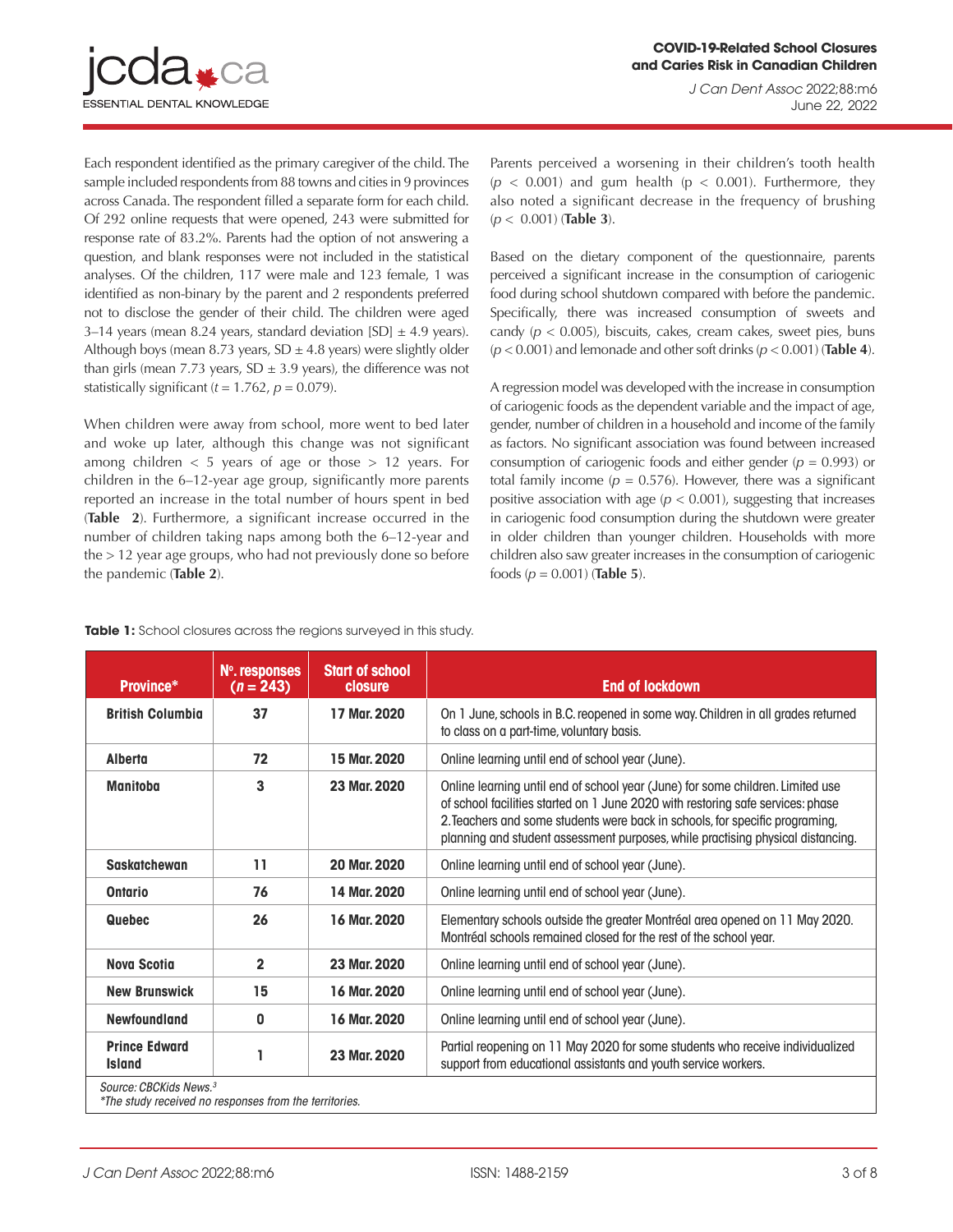Each respondent identified as the primary caregiver of the child. The sample included respondents from 88 towns and cities in 9 provinces across Canada. The respondent filled a separate form for each child. Of 292 online requests that were opened, 243 were submitted for response rate of 83.2%. Parents had the option of not answering a question, and blank responses were not included in the statistical analyses. Of the children, 117 were male and 123 female, 1 was identified as non-binary by the parent and 2 respondents preferred not to disclose the gender of their child. The children were aged 3–14 years (mean 8.24 years, standard deviation [SD] ± 4.9 years). Although boys (mean 8.73 years, SD ± 4.8 years) were slightly older than girls (mean 7.73 years, SD ± 3.9 years), the difference was not statistically significant ($t = 1.762$, $p = 0.079$).

When children were away from school, more went to bed later and woke up later, although this change was not significant among children < 5 years of age or those > 12 years. For children in the 6–12-year age group, significantly more parents reported an increase in the total number of hours spent in bed (**Table 2**). Furthermore, a significant increase occurred in the number of children taking naps among both the 6–12-year and the > 12 year age groups, who had not previously done so before the pandemic (**Table 2**).

Parents perceived a worsening in their children's tooth health ($p < 0.001$) and gum health ($p < 0.001$). Furthermore, they also noted a significant decrease in the frequency of brushing ($p < 0.001$) (**Table 3**).

Based on the dietary component of the questionnaire, parents perceived a significant increase in the consumption of cariogenic food during school shutdown compared with before the pandemic. Specifically, there was increased consumption of sweets and candy ($p < 0.005$), biscuits, cakes, cream cakes, sweet pies, buns ($p < 0.001$) and lemonade and other soft drinks ($p < 0.001$) (**Table 4**).

A regression model was developed with the increase in consumption of cariogenic foods as the dependent variable and the impact of age, gender, number of children in a household and income of the family as factors. No significant association was found between increased consumption of cariogenic foods and either gender ($p = 0.993$) or total family income ($p = 0.576$). However, there was a significant positive association with age ($p < 0.001$), suggesting that increases in cariogenic food consumption during the shutdown were greater in older children than younger children. Households with more children also saw greater increases in the consumption of cariogenic foods ($p = 0.001$) (**Table 5**).

**Table 1:** School closures across the regions surveyed in this study.

| Province* | Nº. responses ($n = 243$) | Start of school closure | End of lockdown |
|---|---|---|---|
| **British Columbia** | **37** | **17 Mar. 2020** | On 1 June, schools in B.C. reopened in some way. Children in all grades returned to class on a part-time, voluntary basis. |
| **Alberta** | **72** | **15 Mar. 2020** | Online learning until end of school year (June). |
| **Manitoba** | **3** | **23 Mar. 2020** | Online learning until end of school year (June) for some children. Limited use of school facilities started on 1 June 2020 with restoring safe services: phase 2. Teachers and some students were back in schools, for specific programing, planning and student assessment purposes, while practising physical distancing. |
| **Saskatchewan** | **11** | **20 Mar. 2020** | Online learning until end of school year (June). |
| **Ontario** | **76** | **14 Mar. 2020** | Online learning until end of school year (June). |
| **Quebec** | **26** | **16 Mar. 2020** | Elementary schools outside the greater Montréal area opened on 11 May 2020. Montréal schools remained closed for the rest of the school year. |
| **Nova Scotia** | **2** | **23 Mar. 2020** | Online learning until end of school year (June). |
| **New Brunswick** | **15** | **16 Mar. 2020** | Online learning until end of school year (June). |
| **Newfoundland** | **0** | **16 Mar. 2020** | Online learning until end of school year (June). |
| **Prince Edward Island** | **1** | **23 Mar. 2020** | Partial reopening on 11 May 2020 for some students who receive individualized support from educational assistants and youth service workers. |

*Source: CBCKids News.*[3]
*\*The study received no responses from the territories.*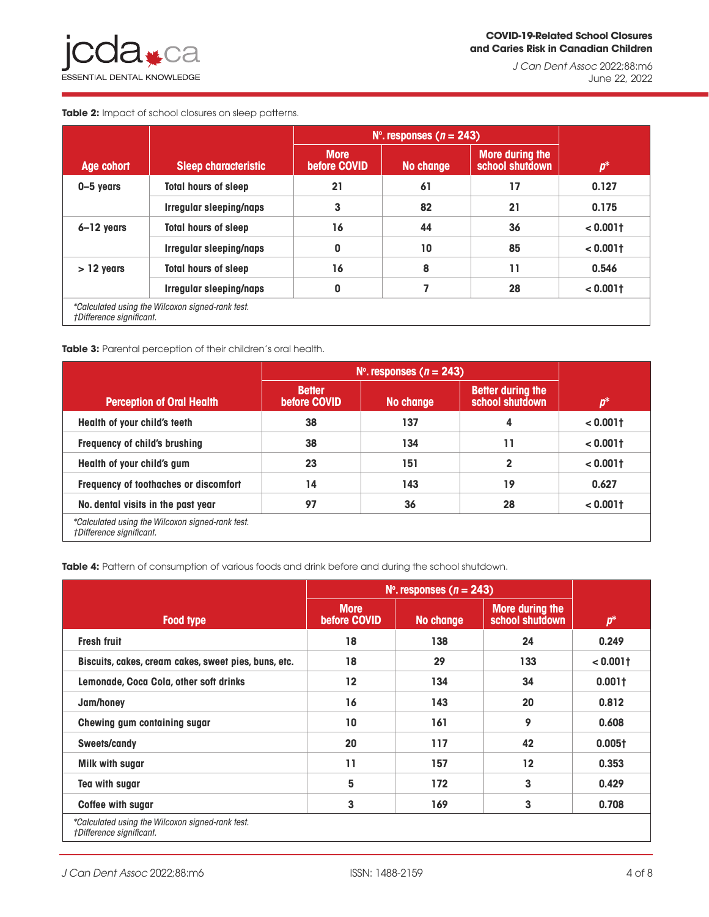**Table 2:** Impact of school closures on sleep patterns.

| Age cohort | Sleep characteristic | Nº. responses ($n$ = 243) | | | $p$* |
|---|---|---|---|---|---|
| | | More before COVID | No change | More during the school shutdown | |
| 0–5 years | Total hours of sleep | 21 | 61 | 17 | 0.127 |
| | Irregular sleeping/naps | 3 | 82 | 21 | 0.175 |
| 6–12 years | Total hours of sleep | 16 | 44 | 36 | < 0.001† |
| | Irregular sleeping/naps | 0 | 10 | 85 | < 0.001† |
| > 12 years | Total hours of sleep | 16 | 8 | 11 | 0.546 |
| | Irregular sleeping/naps | 0 | 7 | 28 | < 0.001† |

*Calculated using the Wilcoxon signed-rank test.
†Difference significant.

**Table 3:** Parental perception of their children's oral health.

| Perception of Oral Health | Nº. responses ($n$ = 243) | | | $p$* |
|---|---|---|---|---|
| | Better before COVID | No change | Better during the school shutdown | |
| Health of your child's teeth | 38 | 137 | 4 | < 0.001† |
| Frequency of child's brushing | 38 | 134 | 11 | < 0.001† |
| Health of your child's gum | 23 | 151 | 2 | < 0.001† |
| Frequency of toothaches or discomfort | 14 | 143 | 19 | 0.627 |
| No. dental visits in the past year | 97 | 36 | 28 | < 0.001† |

*Calculated using the Wilcoxon signed-rank test.
†Difference significant.

**Table 4:** Pattern of consumption of various foods and drink before and during the school shutdown.

| Food type | Nº. responses ($n$ = 243) | | | $p$* |
|---|---|---|---|---|
| | More before COVID | No change | More during the school shutdown | |
| Fresh fruit | 18 | 138 | 24 | 0.249 |
| Biscuits, cakes, cream cakes, sweet pies, buns, etc. | 18 | 29 | 133 | < 0.001† |
| Lemonade, Coca Cola, other soft drinks | 12 | 134 | 34 | 0.001† |
| Jam/honey | 16 | 143 | 20 | 0.812 |
| Chewing gum containing sugar | 10 | 161 | 9 | 0.608 |
| Sweets/candy | 20 | 117 | 42 | 0.005† |
| Milk with sugar | 11 | 157 | 12 | 0.353 |
| Tea with sugar | 5 | 172 | 3 | 0.429 |
| Coffee with sugar | 3 | 169 | 3 | 0.708 |

*Calculated using the Wilcoxon signed-rank test.
†Difference significant.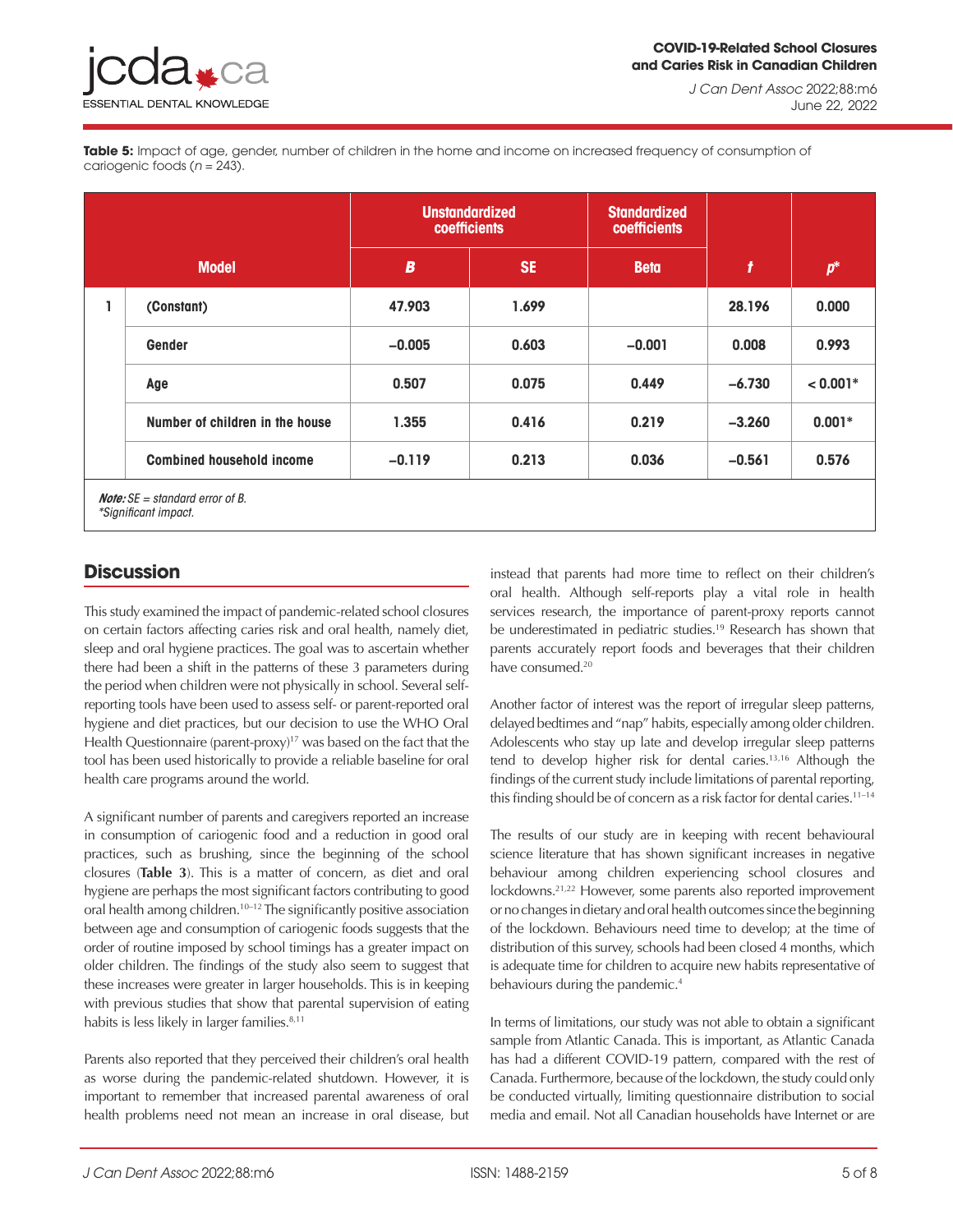**Table 5:** Impact of age, gender, number of children in the home and income on increased frequency of consumption of cariogenic foods (*n* = 243).

| Model | | Unstandardized coefficients | | Standardized coefficients | | |
|---|---|---|---|---|---|---|
| | | ***B*** | **SE** | **Beta** | ***t*** | ***p**** |
| 1 | (Constant) | 47.903 | 1.699 | | 28.196 | 0.000 |
| | Gender | −0.005 | 0.603 | −0.001 | 0.008 | 0.993 |
| | Age | 0.507 | 0.075 | 0.449 | −6.730 | < 0.001* |
| | Number of children in the house | 1.355 | 0.416 | 0.219 | −3.260 | 0.001* |
| | Combined household income | −0.119 | 0.213 | 0.036 | −0.561 | 0.576 |

***Note:*** *SE = standard error of B.*
*\*Significant impact.*

## Discussion

This study examined the impact of pandemic-related school closures on certain factors affecting caries risk and oral health, namely diet, sleep and oral hygiene practices. The goal was to ascertain whether there had been a shift in the patterns of these 3 parameters during the period when children were not physically in school. Several self-reporting tools have been used to assess self- or parent-reported oral hygiene and diet practices, but our decision to use the WHO Oral Health Questionnaire (parent-proxy)[17] was based on the fact that the tool has been used historically to provide a reliable baseline for oral health care programs around the world.

A significant number of parents and caregivers reported an increase in consumption of cariogenic food and a reduction in good oral practices, such as brushing, since the beginning of the school closures (**Table 3**). This is a matter of concern, as diet and oral hygiene are perhaps the most significant factors contributing to good oral health among children.[10–12] The significantly positive association between age and consumption of cariogenic foods suggests that the order of routine imposed by school timings has a greater impact on older children. The findings of the study also seem to suggest that these increases were greater in larger households. This is in keeping with previous studies that show that parental supervision of eating habits is less likely in larger families.[8,11]

Parents also reported that they perceived their children's oral health as worse during the pandemic-related shutdown. However, it is important to remember that increased parental awareness of oral health problems need not mean an increase in oral disease, but instead that parents had more time to reflect on their children's oral health. Although self-reports play a vital role in health services research, the importance of parent-proxy reports cannot be underestimated in pediatric studies.[19] Research has shown that parents accurately report foods and beverages that their children have consumed.[20]

Another factor of interest was the report of irregular sleep patterns, delayed bedtimes and "nap" habits, especially among older children. Adolescents who stay up late and develop irregular sleep patterns tend to develop higher risk for dental caries.[13,16] Although the findings of the current study include limitations of parental reporting, this finding should be of concern as a risk factor for dental caries.[11–14]

The results of our study are in keeping with recent behavioural science literature that has shown significant increases in negative behaviour among children experiencing school closures and lockdowns.[21,22] However, some parents also reported improvement or no changes in dietary and oral health outcomes since the beginning of the lockdown. Behaviours need time to develop; at the time of distribution of this survey, schools had been closed 4 months, which is adequate time for children to acquire new habits representative of behaviours during the pandemic.[4]

In terms of limitations, our study was not able to obtain a significant sample from Atlantic Canada. This is important, as Atlantic Canada has had a different COVID-19 pattern, compared with the rest of Canada. Furthermore, because of the lockdown, the study could only be conducted virtually, limiting questionnaire distribution to social media and email. Not all Canadian households have Internet or are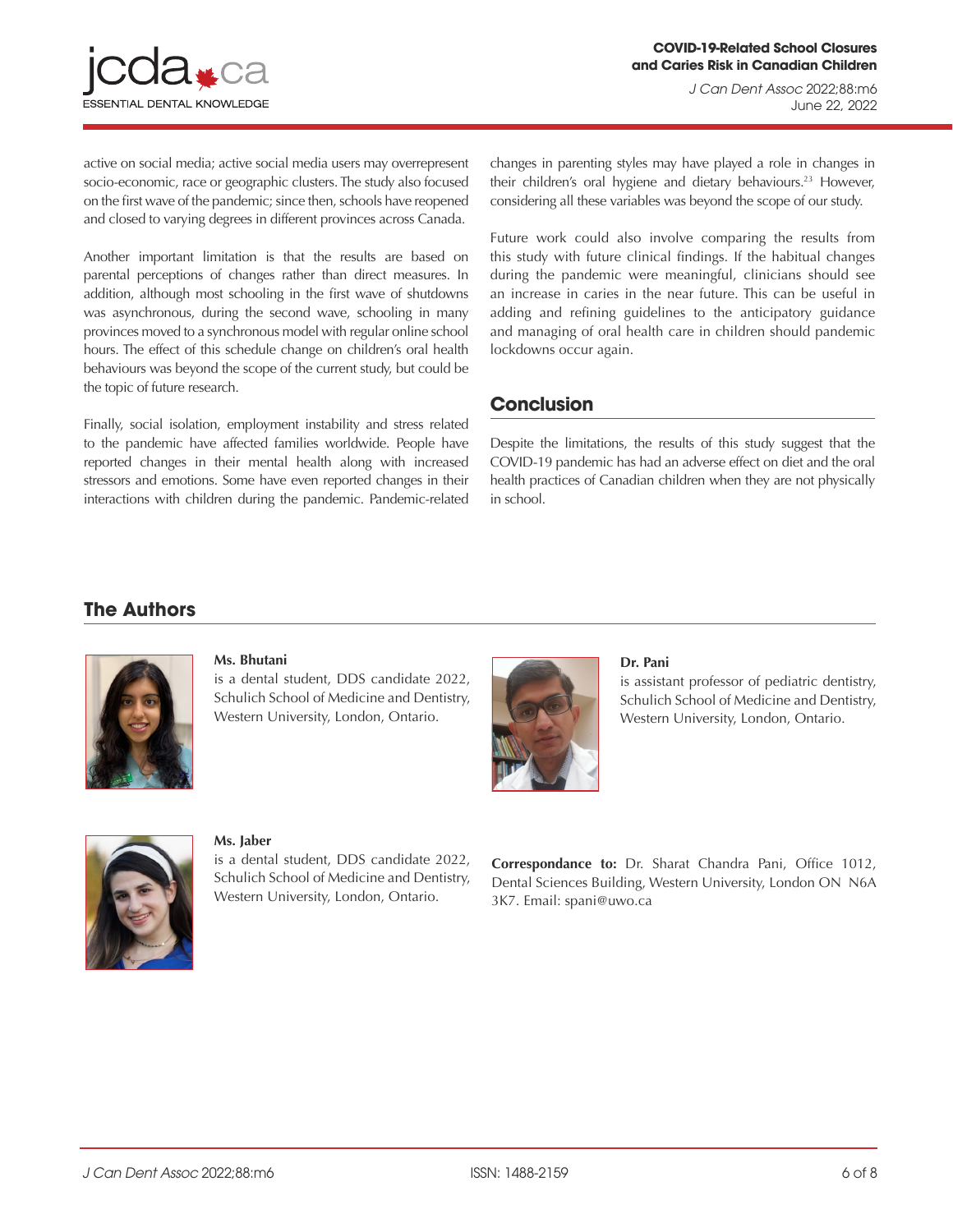active on social media; active social media users may overrepresent socio-economic, race or geographic clusters. The study also focused on the first wave of the pandemic; since then, schools have reopened and closed to varying degrees in different provinces across Canada.

Another important limitation is that the results are based on parental perceptions of changes rather than direct measures. In addition, although most schooling in the first wave of shutdowns was asynchronous, during the second wave, schooling in many provinces moved to a synchronous model with regular online school hours. The effect of this schedule change on children's oral health behaviours was beyond the scope of the current study, but could be the topic of future research.

Finally, social isolation, employment instability and stress related to the pandemic have affected families worldwide. People have reported changes in their mental health along with increased stressors and emotions. Some have even reported changes in their interactions with children during the pandemic. Pandemic-related changes in parenting styles may have played a role in changes in their children's oral hygiene and dietary behaviours.[23] However, considering all these variables was beyond the scope of our study.

Future work could also involve comparing the results from this study with future clinical findings. If the habitual changes during the pandemic were meaningful, clinicians should see an increase in caries in the near future. This can be useful in adding and refining guidelines to the anticipatory guidance and managing of oral health care in children should pandemic lockdowns occur again.

## Conclusion

Despite the limitations, the results of this study suggest that the COVID-19 pandemic has had an adverse effect on diet and the oral health practices of Canadian children when they are not physically in school.

## The Authors

**Ms. Bhutani** is a dental student, DDS candidate 2022, Schulich School of Medicine and Dentistry, Western University, London, Ontario.

**Dr. Pani** is assistant professor of pediatric dentistry, Schulich School of Medicine and Dentistry, Western University, London, Ontario.

**Ms. Jaber** is a dental student, DDS candidate 2022, Schulich School of Medicine and Dentistry, Western University, London, Ontario.

**Correspondance to:** Dr. Sharat Chandra Pani, Office 1012, Dental Sciences Building, Western University, London ON N6A 3K7. Email: spani@uwo.ca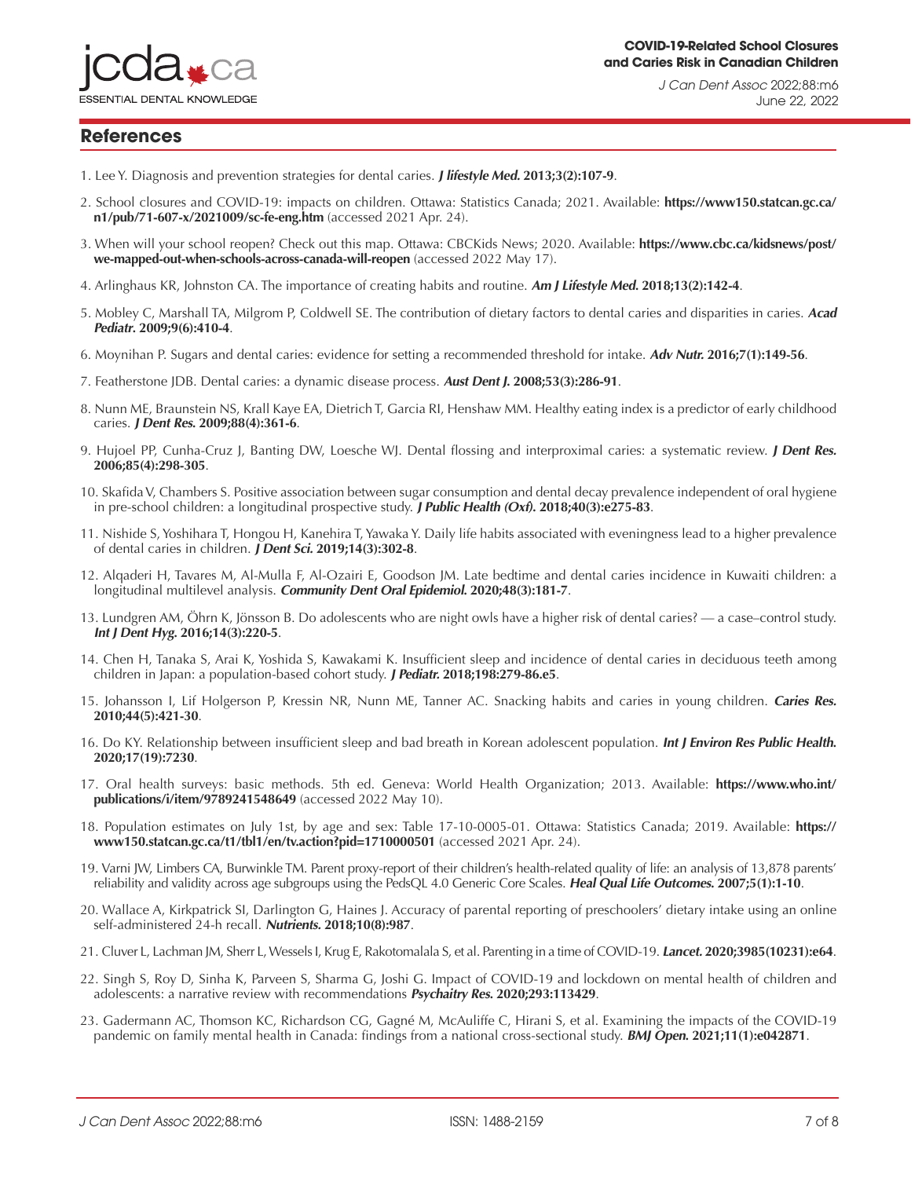## References

1. Lee Y. Diagnosis and prevention strategies for dental caries. ***J lifestyle Med.*** **2013;3(2):107-9**.

2. School closures and COVID-19: impacts on children. Ottawa: Statistics Canada; 2021. Available: **https://www150.statcan.gc.ca/n1/pub/71-607-x/2021009/sc-fe-eng.htm** (accessed 2021 Apr. 24).

3. When will your school reopen? Check out this map. Ottawa: CBCKids News; 2020. Available: **https://www.cbc.ca/kidsnews/post/we-mapped-out-when-schools-across-canada-will-reopen** (accessed 2022 May 17).

4. Arlinghaus KR, Johnston CA. The importance of creating habits and routine. ***Am J Lifestyle Med.*** **2018;13(2):142-4**.

5. Mobley C, Marshall TA, Milgrom P, Coldwell SE. The contribution of dietary factors to dental caries and disparities in caries. ***Acad Pediatr.*** **2009;9(6):410-4**.

6. Moynihan P. Sugars and dental caries: evidence for setting a recommended threshold for intake. ***Adv Nutr.*** **2016;7(1):149-56**.

7. Featherstone JDB. Dental caries: a dynamic disease process. ***Aust Dent J.*** **2008;53(3):286-91**.

8. Nunn ME, Braunstein NS, Krall Kaye EA, Dietrich T, Garcia RI, Henshaw MM. Healthy eating index is a predictor of early childhood caries. ***J Dent Res.*** **2009;88(4):361-6**.

9. Hujoel PP, Cunha-Cruz J, Banting DW, Loesche WJ. Dental flossing and interproximal caries: a systematic review. ***J Dent Res.*** **2006;85(4):298-305**.

10. Skafida V, Chambers S. Positive association between sugar consumption and dental decay prevalence independent of oral hygiene in pre-school children: a longitudinal prospective study. ***J Public Health (Oxf).*** **2018;40(3):e275-83**.

11. Nishide S, Yoshihara T, Hongou H, Kanehira T, Yawaka Y. Daily life habits associated with eveningness lead to a higher prevalence of dental caries in children. ***J Dent Sci.*** **2019;14(3):302-8**.

12. Alqaderi H, Tavares M, Al-Mulla F, Al-Ozairi E, Goodson JM. Late bedtime and dental caries incidence in Kuwaiti children: a longitudinal multilevel analysis. ***Community Dent Oral Epidemiol.*** **2020;48(3):181-7**.

13. Lundgren AM, Öhrn K, Jönsson B. Do adolescents who are night owls have a higher risk of dental caries? — a case–control study. ***Int J Dent Hyg.*** **2016;14(3):220-5**.

14. Chen H, Tanaka S, Arai K, Yoshida S, Kawakami K. Insufficient sleep and incidence of dental caries in deciduous teeth among children in Japan: a population-based cohort study. ***J Pediatr.*** **2018;198:279-86.e5**.

15. Johansson I, Lif Holgerson P, Kressin NR, Nunn ME, Tanner AC. Snacking habits and caries in young children. ***Caries Res.*** **2010;44(5):421-30**.

16. Do KY. Relationship between insufficient sleep and bad breath in Korean adolescent population. ***Int J Environ Res Public Health.*** **2020;17(19):7230**.

17. Oral health surveys: basic methods. 5th ed. Geneva: World Health Organization; 2013. Available: **https://www.who.int/publications/i/item/9789241548649** (accessed 2022 May 10).

18. Population estimates on July 1st, by age and sex: Table 17-10-0005-01. Ottawa: Statistics Canada; 2019. Available: **https://www150.statcan.gc.ca/t1/tbl1/en/tv.action?pid=1710000501** (accessed 2021 Apr. 24).

19. Varni JW, Limbers CA, Burwinkle TM. Parent proxy-report of their children's health-related quality of life: an analysis of 13,878 parents' reliability and validity across age subgroups using the PedsQL 4.0 Generic Core Scales. ***Heal Qual Life Outcomes.*** **2007;5(1):1-10**.

20. Wallace A, Kirkpatrick SI, Darlington G, Haines J. Accuracy of parental reporting of preschoolers' dietary intake using an online self-administered 24-h recall. ***Nutrients.*** **2018;10(8):987**.

21. Cluver L, Lachman JM, Sherr L, Wessels I, Krug E, Rakotomalala S, et al. Parenting in a time of COVID-19. ***Lancet.*** **2020;3985(10231):e64**.

22. Singh S, Roy D, Sinha K, Parveen S, Sharma G, Joshi G. Impact of COVID-19 and lockdown on mental health of children and adolescents: a narrative review with recommendations ***Psychaitry Res.*** **2020;293:113429**.

23. Gadermann AC, Thomson KC, Richardson CG, Gagné M, McAuliffe C, Hirani S, et al. Examining the impacts of the COVID-19 pandemic on family mental health in Canada: findings from a national cross-sectional study. ***BMJ Open.*** **2021;11(1):e042871**.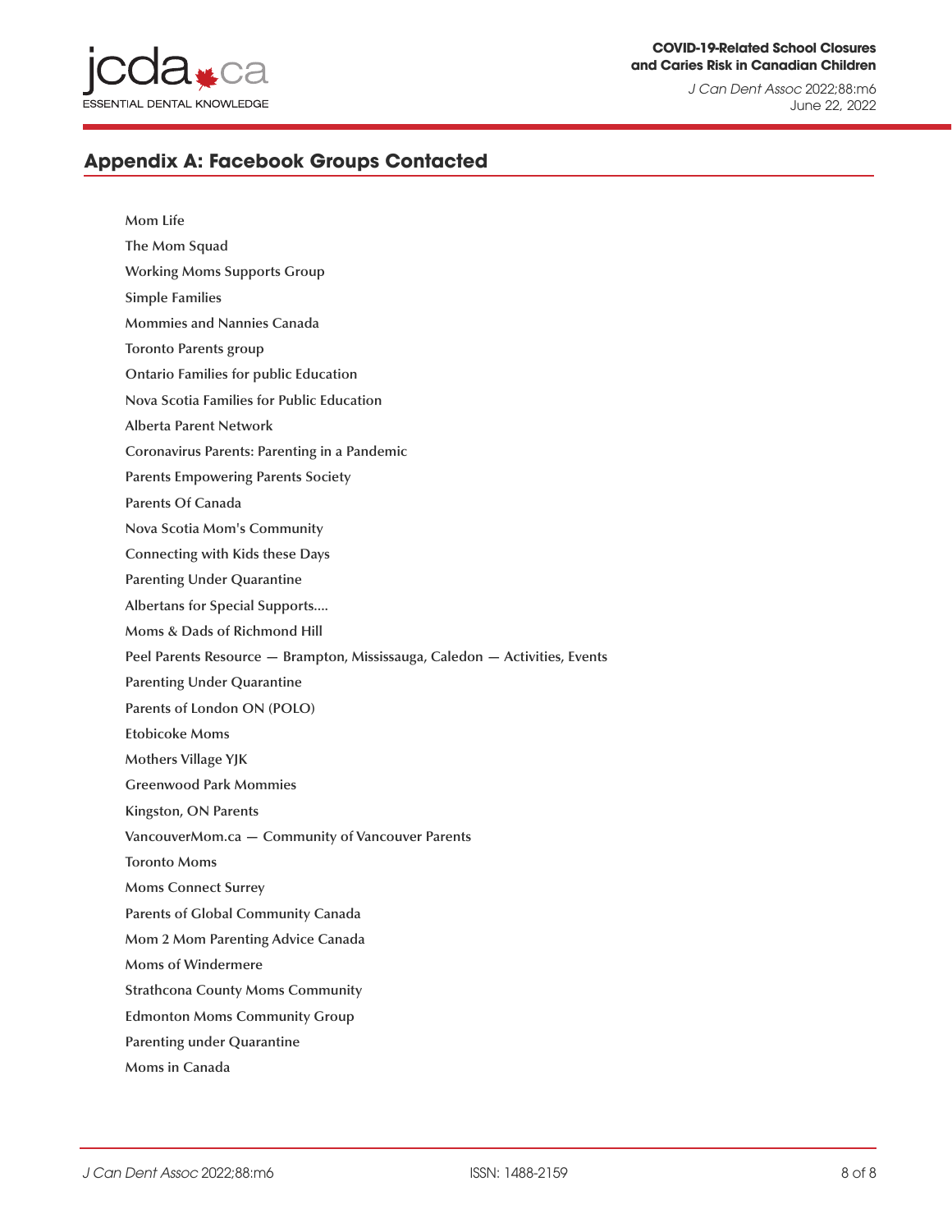## Appendix A: Facebook Groups Contacted

Mom Life

The Mom Squad

Working Moms Supports Group

Simple Families

Mommies and Nannies Canada

Toronto Parents group

Ontario Families for public Education

Nova Scotia Families for Public Education

Alberta Parent Network

Coronavirus Parents: Parenting in a Pandemic

Parents Empowering Parents Society

Parents Of Canada

Nova Scotia Mom's Community

Connecting with Kids these Days

Parenting Under Quarantine

Albertans for Special Supports....

Moms & Dads of Richmond Hill

Peel Parents Resource — Brampton, Mississauga, Caledon — Activities, Events

Parenting Under Quarantine

Parents of London ON (POLO)

Etobicoke Moms

Mothers Village YJK

Greenwood Park Mommies

Kingston, ON Parents

VancouverMom.ca — Community of Vancouver Parents

Toronto Moms

Moms Connect Surrey

Parents of Global Community Canada

Mom 2 Mom Parenting Advice Canada

Moms of Windermere

Strathcona County Moms Community

Edmonton Moms Community Group

Parenting under Quarantine

Moms in Canada